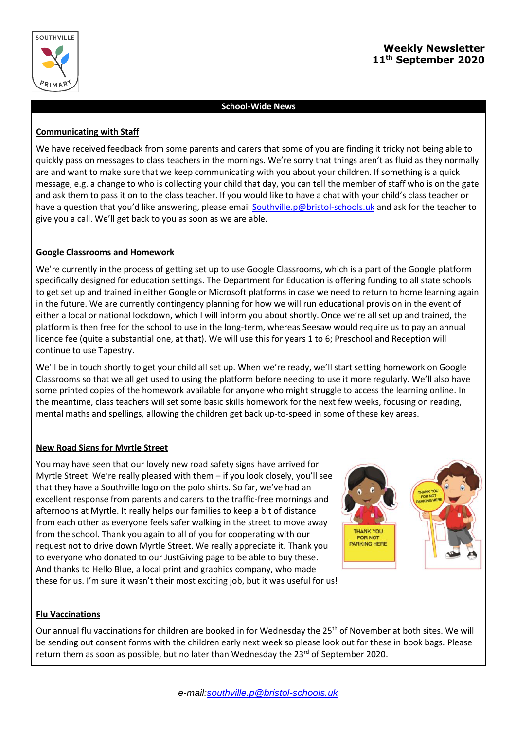# Weekly Newsletter
## 11th September 2020

## School-Wide News

### Communicating with Staff

We have received feedback from some parents and carers that some of you are finding it tricky not being able to quickly pass on messages to class teachers in the mornings. We're sorry that things aren't as fluid as they normally are and want to make sure that we keep communicating with you about your children. If something is a quick message, e.g. a change to who is collecting your child that day, you can tell the member of staff who is on the gate and ask them to pass it on to the class teacher. If you would like to have a chat with your child's class teacher or have a question that you'd like answering, please email Southville.p@bristol-schools.uk and ask for the teacher to give you a call. We'll get back to you as soon as we are able.

### Google Classrooms and Homework

We're currently in the process of getting set up to use Google Classrooms, which is a part of the Google platform specifically designed for education settings. The Department for Education is offering funding to all state schools to get set up and trained in either Google or Microsoft platforms in case we need to return to home learning again in the future. We are currently contingency planning for how we will run educational provision in the event of either a local or national lockdown, which I will inform you about shortly. Once we're all set up and trained, the platform is then free for the school to use in the long-term, whereas Seesaw would require us to pay an annual licence fee (quite a substantial one, at that). We will use this for years 1 to 6; Preschool and Reception will continue to use Tapestry.

We'll be in touch shortly to get your child all set up. When we're ready, we'll start setting homework on Google Classrooms so that we all get used to using the platform before needing to use it more regularly. We'll also have some printed copies of the homework available for anyone who might struggle to access the learning online. In the meantime, class teachers will set some basic skills homework for the next few weeks, focusing on reading, mental maths and spellings, allowing the children get back up-to-speed in some of these key areas.

### New Road Signs for Myrtle Street

You may have seen that our lovely new road safety signs have arrived for Myrtle Street. We're really pleased with them – if you look closely, you'll see that they have a Southville logo on the polo shirts. So far, we've had an excellent response from parents and carers to the traffic-free mornings and afternoons at Myrtle. It really helps our families to keep a bit of distance from each other as everyone feels safer walking in the street to move away from the school. Thank you again to all of you for cooperating with our request not to drive down Myrtle Street. We really appreciate it. Thank you to everyone who donated to our JustGiving page to be able to buy these. And thanks to Hello Blue, a local print and graphics company, who made these for us. I'm sure it wasn't their most exciting job, but it was useful for us!

### Flu Vaccinations

Our annual flu vaccinations for children are booked in for Wednesday the 25th of November at both sites. We will be sending out consent forms with the children early next week so please look out for these in book bags. Please return them as soon as possible, but no later than Wednesday the 23rd of September 2020.

*e-mail:southville.p@bristol-schools.uk*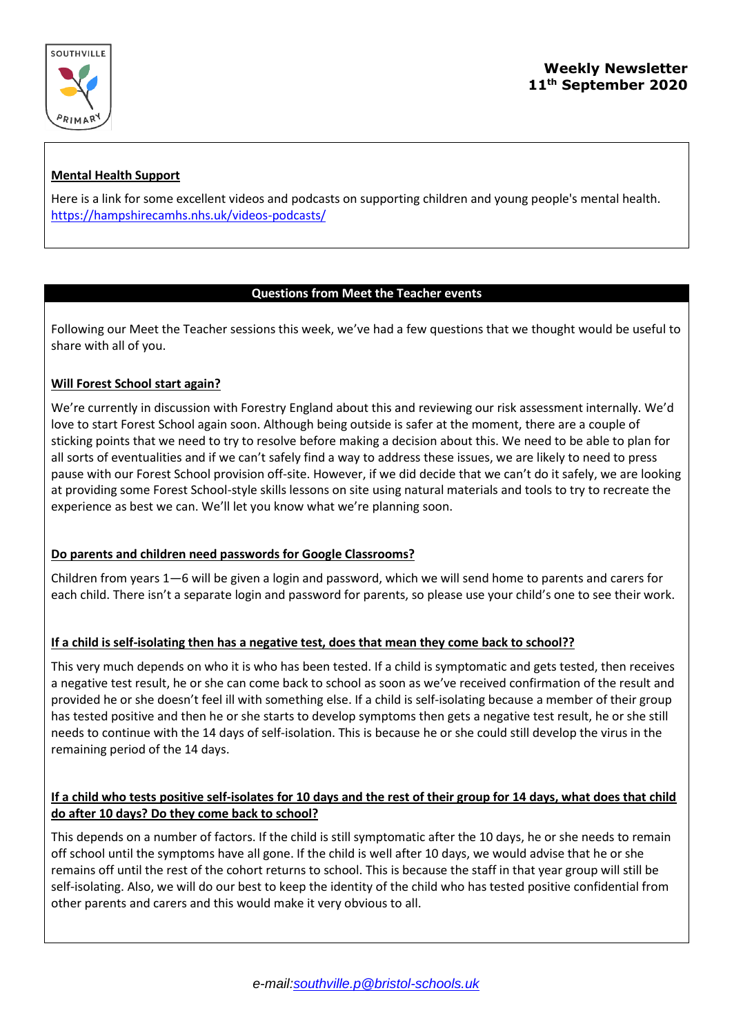**Weekly Newsletter**
**11th September 2020**

## Mental Health Support

Here is a link for some excellent videos and podcasts on supporting children and young people's mental health. https://hampshirecamhs.nhs.uk/videos-podcasts/

## Questions from Meet the Teacher events

Following our Meet the Teacher sessions this week, we've had a few questions that we thought would be useful to share with all of you.

### Will Forest School start again?

We're currently in discussion with Forestry England about this and reviewing our risk assessment internally. We'd love to start Forest School again soon. Although being outside is safer at the moment, there are a couple of sticking points that we need to try to resolve before making a decision about this. We need to be able to plan for all sorts of eventualities and if we can't safely find a way to address these issues, we are likely to need to press pause with our Forest School provision off-site. However, if we did decide that we can't do it safely, we are looking at providing some Forest School-style skills lessons on site using natural materials and tools to try to recreate the experience as best we can. We'll let you know what we're planning soon.

### Do parents and children need passwords for Google Classrooms?

Children from years 1—6 will be given a login and password, which we will send home to parents and carers for each child. There isn't a separate login and password for parents, so please use your child's one to see their work.

### If a child is self-isolating then has a negative test, does that mean they come back to school??

This very much depends on who it is who has been tested. If a child is symptomatic and gets tested, then receives a negative test result, he or she can come back to school as soon as we've received confirmation of the result and provided he or she doesn't feel ill with something else. If a child is self-isolating because a member of their group has tested positive and then he or she starts to develop symptoms then gets a negative test result, he or she still needs to continue with the 14 days of self-isolation. This is because he or she could still develop the virus in the remaining period of the 14 days.

### If a child who tests positive self-isolates for 10 days and the rest of their group for 14 days, what does that child do after 10 days? Do they come back to school?

This depends on a number of factors. If the child is still symptomatic after the 10 days, he or she needs to remain off school until the symptoms have all gone. If the child is well after 10 days, we would advise that he or she remains off until the rest of the cohort returns to school. This is because the staff in that year group will still be self-isolating. Also, we will do our best to keep the identity of the child who has tested positive confidential from other parents and carers and this would make it very obvious to all.

*e-mail: southville.p@bristol-schools.uk*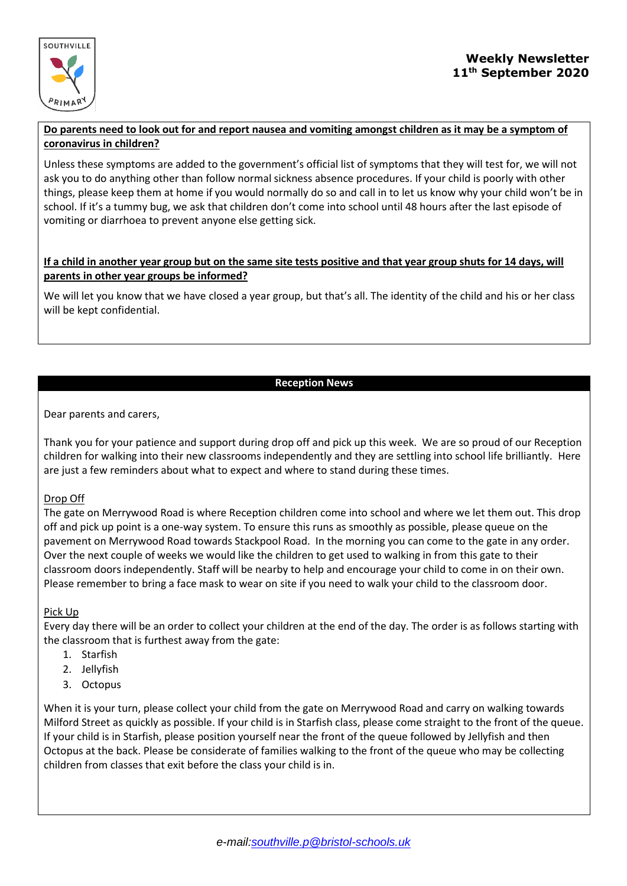**Do parents need to look out for and report nausea and vomiting amongst children as it may be a symptom of coronavirus in children?**

Unless these symptoms are added to the government's official list of symptoms that they will test for, we will not ask you to do anything other than follow normal sickness absence procedures. If your child is poorly with other things, please keep them at home if you would normally do so and call in to let us know why your child won't be in school. If it's a tummy bug, we ask that children don't come into school until 48 hours after the last episode of vomiting or diarrhoea to prevent anyone else getting sick.

**If a child in another year group but on the same site tests positive and that year group shuts for 14 days, will parents in other year groups be informed?**

We will let you know that we have closed a year group, but that's all. The identity of the child and his or her class will be kept confidential.

## Reception News

Dear parents and carers,

Thank you for your patience and support during drop off and pick up this week. We are so proud of our Reception children for walking into their new classrooms independently and they are settling into school life brilliantly. Here are just a few reminders about what to expect and where to stand during these times.

### Drop Off

The gate on Merrywood Road is where Reception children come into school and where we let them out. This drop off and pick up point is a one-way system. To ensure this runs as smoothly as possible, please queue on the pavement on Merrywood Road towards Stackpool Road. In the morning you can come to the gate in any order. Over the next couple of weeks we would like the children to get used to walking in from this gate to their classroom doors independently. Staff will be nearby to help and encourage your child to come in on their own. Please remember to bring a face mask to wear on site if you need to walk your child to the classroom door.

### Pick Up

Every day there will be an order to collect your children at the end of the day. The order is as follows starting with the classroom that is furthest away from the gate:

1. Starfish
2. Jellyfish
3. Octopus

When it is your turn, please collect your child from the gate on Merrywood Road and carry on walking towards Milford Street as quickly as possible. If your child is in Starfish class, please come straight to the front of the queue. If your child is in Starfish, please position yourself near the front of the queue followed by Jellyfish and then Octopus at the back. Please be considerate of families walking to the front of the queue who may be collecting children from classes that exit before the class your child is in.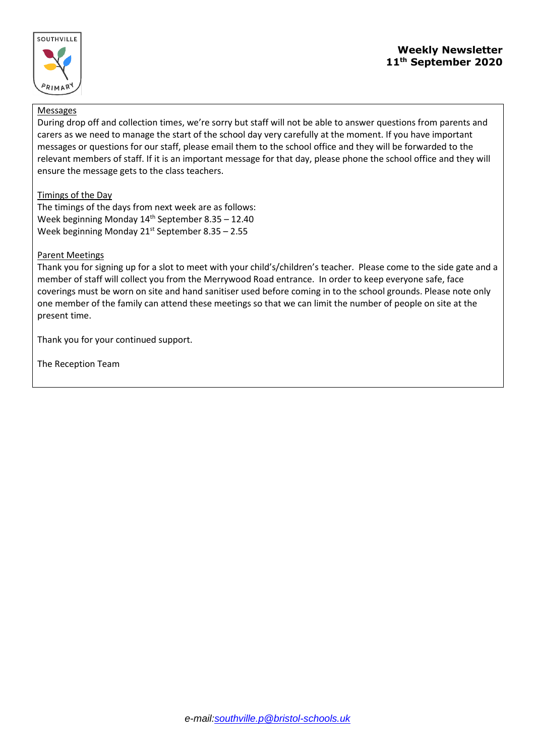**Weekly Newsletter**
**11th September 2020**

Messages

During drop off and collection times, we're sorry but staff will not be able to answer questions from parents and carers as we need to manage the start of the school day very carefully at the moment. If you have important messages or questions for our staff, please email them to the school office and they will be forwarded to the relevant members of staff. If it is an important message for that day, please phone the school office and they will ensure the message gets to the class teachers.

Timings of the Day

The timings of the days from next week are as follows:
Week beginning Monday 14th September 8.35 – 12.40
Week beginning Monday 21st September 8.35 – 2.55

Parent Meetings

Thank you for signing up for a slot to meet with your child's/children's teacher. Please come to the side gate and a member of staff will collect you from the Merrywood Road entrance. In order to keep everyone safe, face coverings must be worn on site and hand sanitiser used before coming in to the school grounds. Please note only one member of the family can attend these meetings so that we can limit the number of people on site at the present time.

Thank you for your continued support.

The Reception Team

*e-mail:southville.p@bristol-schools.uk*